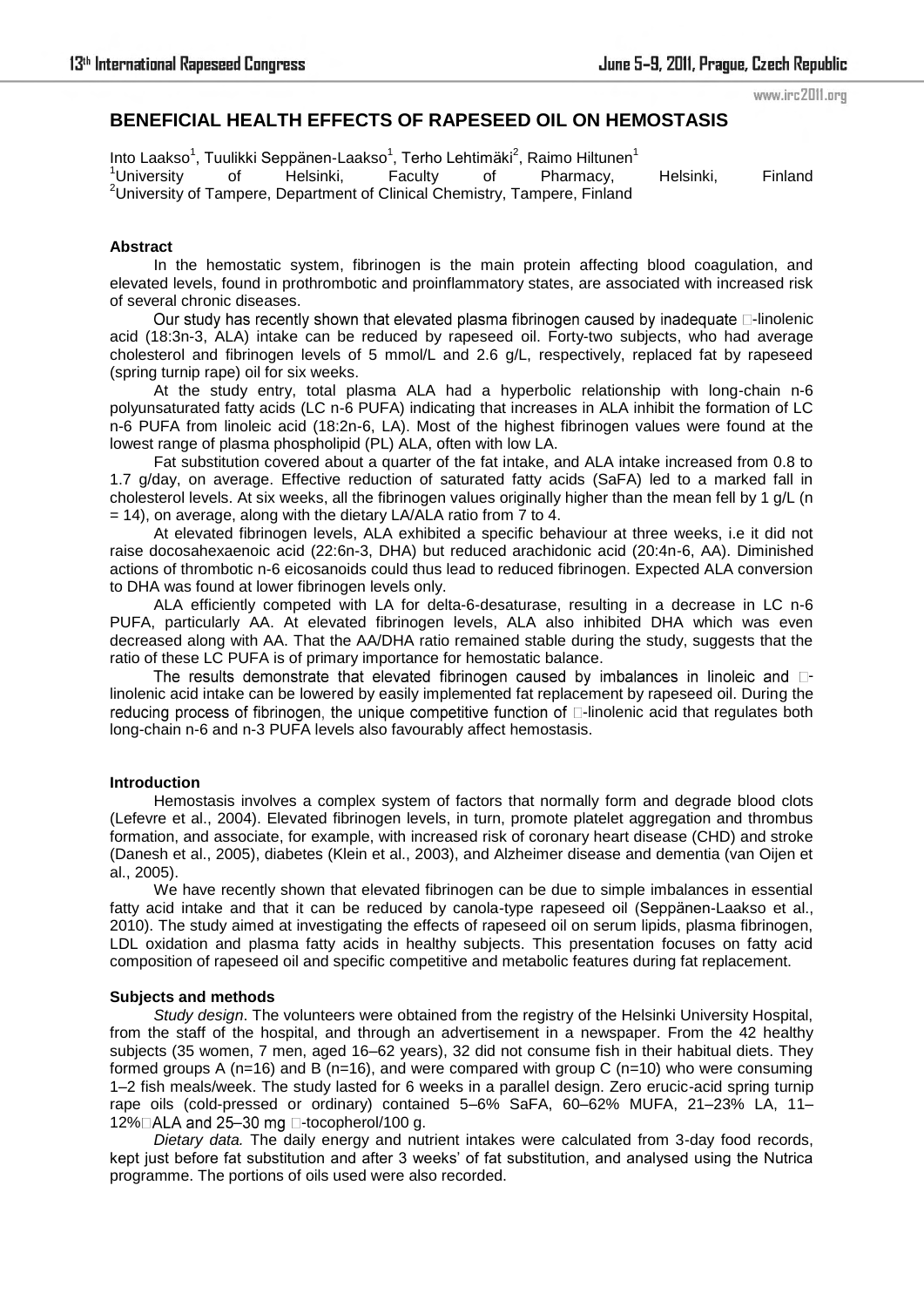# BENEFICIAL HEALTH EFFECTS OF RAPESEED OIL ON HEMOSTASIS

Into Laakso[1], Tuulikki Seppänen-Laakso[1], Terho Lehtimäki[2], Raimo Hiltunen[1]

[1]University of Helsinki, Faculty of Pharmacy, Helsinki, Finland

[2]University of Tampere, Department of Clinical Chemistry, Tampere, Finland

### Abstract

In the hemostatic system, fibrinogen is the main protein affecting blood coagulation, and elevated levels, found in prothrombotic and proinflammatory states, are associated with increased risk of several chronic diseases.

Our study has recently shown that elevated plasma fibrinogen caused by inadequate α-linolenic acid (18:3n-3, ALA) intake can be reduced by rapeseed oil. Forty-two subjects, who had average cholesterol and fibrinogen levels of 5 mmol/L and 2.6 g/L, respectively, replaced fat by rapeseed (spring turnip rape) oil for six weeks.

At the study entry, total plasma ALA had a hyperbolic relationship with long-chain n-6 polyunsaturated fatty acids (LC n-6 PUFA) indicating that increases in ALA inhibit the formation of LC n-6 PUFA from linoleic acid (18:2n-6, LA). Most of the highest fibrinogen values were found at the lowest range of plasma phospholipid (PL) ALA, often with low LA.

Fat substitution covered about a quarter of the fat intake, and ALA intake increased from 0.8 to 1.7 g/day, on average. Effective reduction of saturated fatty acids (SaFA) led to a marked fall in cholesterol levels. At six weeks, all the fibrinogen values originally higher than the mean fell by 1 g/L (n = 14), on average, along with the dietary LA/ALA ratio from 7 to 4.

At elevated fibrinogen levels, ALA exhibited a specific behaviour at three weeks, i.e it did not raise docosahexaenoic acid (22:6n-3, DHA) but reduced arachidonic acid (20:4n-6, AA). Diminished actions of thrombotic n-6 eicosanoids could thus lead to reduced fibrinogen. Expected ALA conversion to DHA was found at lower fibrinogen levels only.

ALA efficiently competed with LA for delta-6-desaturase, resulting in a decrease in LC n-6 PUFA, particularly AA. At elevated fibrinogen levels, ALA also inhibited DHA which was even decreased along with AA. That the AA/DHA ratio remained stable during the study, suggests that the ratio of these LC PUFA is of primary importance for hemostatic balance.

The results demonstrate that elevated fibrinogen caused by imbalances in linoleic and α-linolenic acid intake can be lowered by easily implemented fat replacement by rapeseed oil. During the reducing process of fibrinogen, the unique competitive function of α-linolenic acid that regulates both long-chain n-6 and n-3 PUFA levels also favourably affect hemostasis.

### Introduction

Hemostasis involves a complex system of factors that normally form and degrade blood clots (Lefevre et al., 2004). Elevated fibrinogen levels, in turn, promote platelet aggregation and thrombus formation, and associate, for example, with increased risk of coronary heart disease (CHD) and stroke (Danesh et al., 2005), diabetes (Klein et al., 2003), and Alzheimer disease and dementia (van Oijen et al., 2005).

We have recently shown that elevated fibrinogen can be due to simple imbalances in essential fatty acid intake and that it can be reduced by canola-type rapeseed oil (Seppänen-Laakso et al., 2010). The study aimed at investigating the effects of rapeseed oil on serum lipids, plasma fibrinogen, LDL oxidation and plasma fatty acids in healthy subjects. This presentation focuses on fatty acid composition of rapeseed oil and specific competitive and metabolic features during fat replacement.

### Subjects and methods

*Study design*. The volunteers were obtained from the registry of the Helsinki University Hospital, from the staff of the hospital, and through an advertisement in a newspaper. From the 42 healthy subjects (35 women, 7 men, aged 16–62 years), 32 did not consume fish in their habitual diets. They formed groups A (n=16) and B (n=16), and were compared with group C (n=10) who were consuming 1–2 fish meals/week. The study lasted for 6 weeks in a parallel design. Zero erucic-acid spring turnip rape oils (cold-pressed or ordinary) contained 5–6% SaFA, 60–62% MUFA, 21–23% LA, 11–12% ALA and 25–30 mg α-tocopherol/100 g.

*Dietary data.* The daily energy and nutrient intakes were calculated from 3-day food records, kept just before fat substitution and after 3 weeks' of fat substitution, and analysed using the Nutrica programme. The portions of oils used were also recorded.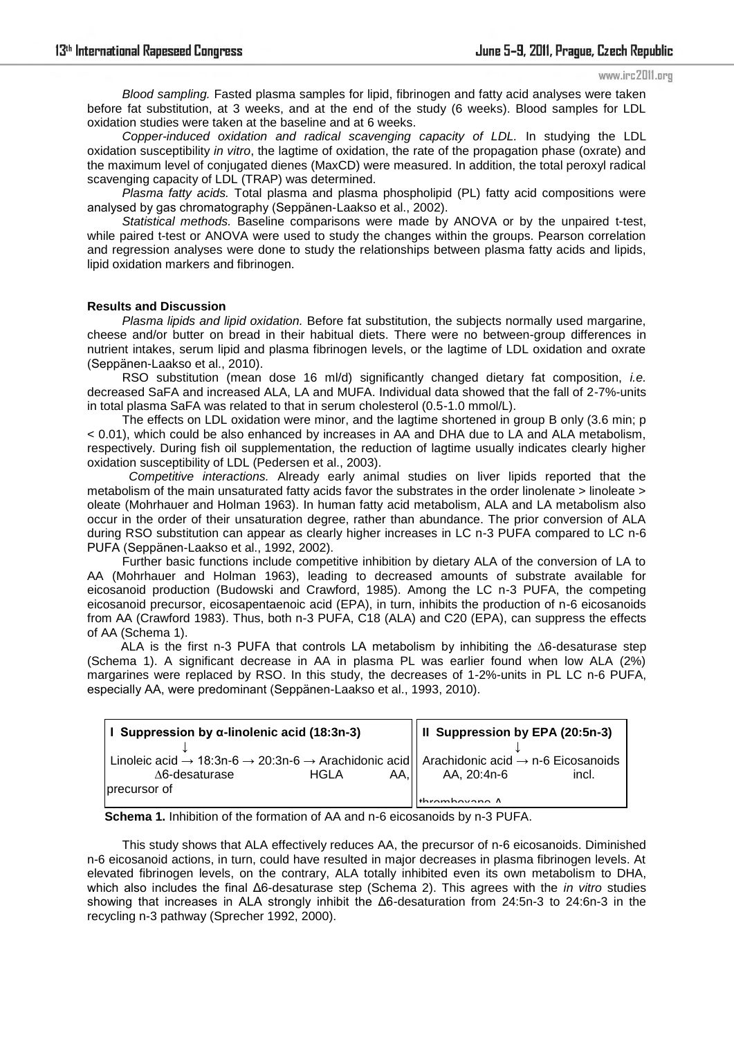*Blood sampling.* Fasted plasma samples for lipid, fibrinogen and fatty acid analyses were taken before fat substitution, at 3 weeks, and at the end of the study (6 weeks). Blood samples for LDL oxidation studies were taken at the baseline and at 6 weeks.

*Copper-induced oxidation and radical scavenging capacity of LDL.* In studying the LDL oxidation susceptibility *in vitro*, the lagtime of oxidation, the rate of the propagation phase (oxrate) and the maximum level of conjugated dienes (MaxCD) were measured. In addition, the total peroxyl radical scavenging capacity of LDL (TRAP) was determined.

*Plasma fatty acids.* Total plasma and plasma phospholipid (PL) fatty acid compositions were analysed by gas chromatography (Seppänen-Laakso et al., 2002).

*Statistical methods.* Baseline comparisons were made by ANOVA or by the unpaired t-test, while paired t-test or ANOVA were used to study the changes within the groups. Pearson correlation and regression analyses were done to study the relationships between plasma fatty acids and lipids, lipid oxidation markers and fibrinogen.

## Results and Discussion

*Plasma lipids and lipid oxidation.* Before fat substitution, the subjects normally used margarine, cheese and/or butter on bread in their habitual diets. There were no between-group differences in nutrient intakes, serum lipid and plasma fibrinogen levels, or the lagtime of LDL oxidation and oxrate (Seppänen-Laakso et al., 2010).

RSO substitution (mean dose 16 ml/d) significantly changed dietary fat composition, *i.e.* decreased SaFA and increased ALA, LA and MUFA. Individual data showed that the fall of 2-7%-units in total plasma SaFA was related to that in serum cholesterol (0.5-1.0 mmol/L).

The effects on LDL oxidation were minor, and the lagtime shortened in group B only (3.6 min; $p < 0.01$), which could be also enhanced by increases in AA and DHA due to LA and ALA metabolism, respectively. During fish oil supplementation, the reduction of lagtime usually indicates clearly higher oxidation susceptibility of LDL (Pedersen et al., 2003).

*Competitive interactions.* Already early animal studies on liver lipids reported that the metabolism of the main unsaturated fatty acids favor the substrates in the order linolenate > linoleate > oleate (Mohrhauer and Holman 1963). In human fatty acid metabolism, ALA and LA metabolism also occur in the order of their unsaturation degree, rather than abundance. The prior conversion of ALA during RSO substitution can appear as clearly higher increases in LC n-3 PUFA compared to LC n-6 PUFA (Seppänen-Laakso et al., 1992, 2002).

Further basic functions include competitive inhibition by dietary ALA of the conversion of LA to AA (Mohrhauer and Holman 1963), leading to decreased amounts of substrate available for eicosanoid production (Budowski and Crawford, 1985). Among the LC n-3 PUFA, the competing eicosanoid precursor, eicosapentaenoic acid (EPA), in turn, inhibits the production of n-6 eicosanoids from AA (Crawford 1983). Thus, both n-3 PUFA, C18 (ALA) and C20 (EPA), can suppress the effects of AA (Schema 1).

ALA is the first n-3 PUFA that controls LA metabolism by inhibiting the $\Delta$6-desaturase step (Schema 1). A significant decrease in AA in plasma PL was earlier found when low ALA (2%) margarines were replaced by RSO. In this study, the decreases of 1-2%-units in PL LC n-6 PUFA, especially AA, were predominant (Seppänen-Laakso et al., 1993, 2010).

| I Suppression by α-linolenic acid (18:3n-3) | II Suppression by EPA (20:5n-3) |
|---|---|
| ↓ | ↓ |
| Linoleic acid → 18:3n-6 → 20:3n-6 → Arachidonic acid | Arachidonic acid → n-6 Eicosanoids |
| $\Delta$6-desaturase HGLA AA, precursor of | AA, 20:4n-6 incl. thromboxane A |

**Schema 1.** Inhibition of the formation of AA and n-6 eicosanoids by n-3 PUFA.

This study shows that ALA effectively reduces AA, the precursor of n-6 eicosanoids. Diminished n-6 eicosanoid actions, in turn, could have resulted in major decreases in plasma fibrinogen levels. At elevated fibrinogen levels, on the contrary, ALA totally inhibited even its own metabolism to DHA, which also includes the final Δ6-desaturase step (Schema 2). This agrees with the *in vitro* studies showing that increases in ALA strongly inhibit the Δ6-desaturation from 24:5n-3 to 24:6n-3 in the recycling n-3 pathway (Sprecher 1992, 2000).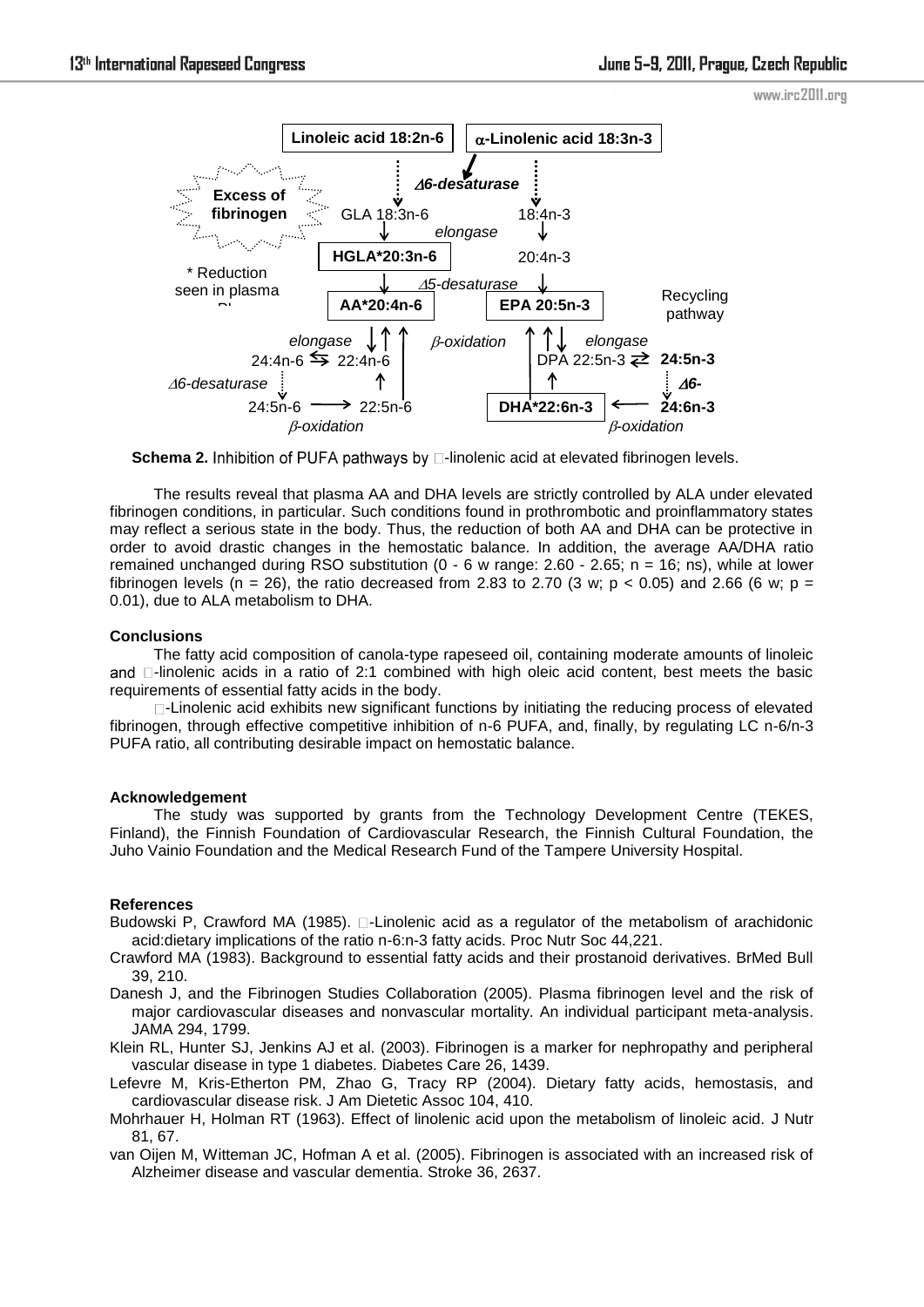**Schema 2.** Inhibition of PUFA pathways by α-linolenic acid at elevated fibrinogen levels.

The results reveal that plasma AA and DHA levels are strictly controlled by ALA under elevated fibrinogen conditions, in particular. Such conditions found in prothrombotic and proinflammatory states may reflect a serious state in the body. Thus, the reduction of both AA and DHA can be protective in order to avoid drastic changes in the hemostatic balance. In addition, the average AA/DHA ratio remained unchanged during RSO substitution (0 - 6 w range: 2.60 - 2.65; $n = 16$; ns), while at lower fibrinogen levels ($n = 26$), the ratio decreased from 2.83 to 2.70 (3 w; $p < 0.05$) and 2.66 (6 w; $p = 0.01$), due to ALA metabolism to DHA.

### Conclusions

The fatty acid composition of canola-type rapeseed oil, containing moderate amounts of linoleic and α-linolenic acids in a ratio of 2:1 combined with high oleic acid content, best meets the basic requirements of essential fatty acids in the body.

α-Linolenic acid exhibits new significant functions by initiating the reducing process of elevated fibrinogen, through effective competitive inhibition of n-6 PUFA, and, finally, by regulating LC n-6/n-3 PUFA ratio, all contributing desirable impact on hemostatic balance.

### Acknowledgement

The study was supported by grants from the Technology Development Centre (TEKES, Finland), the Finnish Foundation of Cardiovascular Research, the Finnish Cultural Foundation, the Juho Vainio Foundation and the Medical Research Fund of the Tampere University Hospital.

### References

- Budowski P, Crawford MA (1985). α-Linolenic acid as a regulator of the metabolism of arachidonic acid:dietary implications of the ratio n-6:n-3 fatty acids. Proc Nutr Soc 44,221.
- Crawford MA (1983). Background to essential fatty acids and their prostanoid derivatives. BrMed Bull 39, 210.
- Danesh J, and the Fibrinogen Studies Collaboration (2005). Plasma fibrinogen level and the risk of major cardiovascular diseases and nonvascular mortality. An individual participant meta-analysis. JAMA 294, 1799.
- Klein RL, Hunter SJ, Jenkins AJ et al. (2003). Fibrinogen is a marker for nephropathy and peripheral vascular disease in type 1 diabetes. Diabetes Care 26, 1439.
- Lefevre M, Kris-Etherton PM, Zhao G, Tracy RP (2004). Dietary fatty acids, hemostasis, and cardiovascular disease risk. J Am Dietetic Assoc 104, 410.
- Mohrhauer H, Holman RT (1963). Effect of linolenic acid upon the metabolism of linoleic acid. J Nutr 81, 67.
- van Oijen M, Witteman JC, Hofman A et al. (2005). Fibrinogen is associated with an increased risk of Alzheimer disease and vascular dementia. Stroke 36, 2637.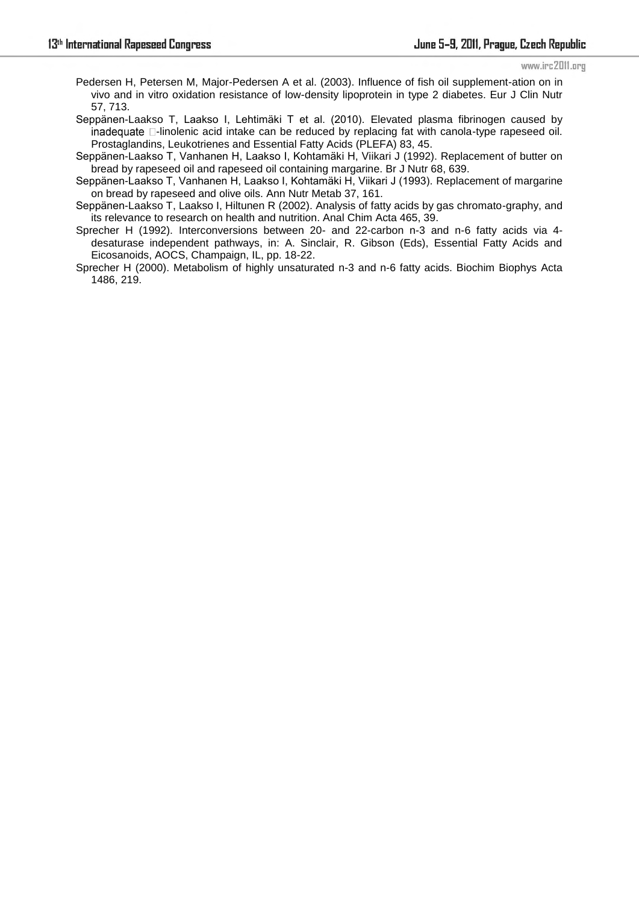Pedersen H, Petersen M, Major-Pedersen A et al. (2003). Influence of fish oil supplement-ation on in vivo and in vitro oxidation resistance of low-density lipoprotein in type 2 diabetes. Eur J Clin Nutr 57, 713.

Seppänen-Laakso T, Laakso I, Lehtimäki T et al. (2010). Elevated plasma fibrinogen caused by inadequate □-linolenic acid intake can be reduced by replacing fat with canola-type rapeseed oil. Prostaglandins, Leukotrienes and Essential Fatty Acids (PLEFA) 83, 45.

Seppänen-Laakso T, Vanhanen H, Laakso I, Kohtamäki H, Viikari J (1992). Replacement of butter on bread by rapeseed oil and rapeseed oil containing margarine. Br J Nutr 68, 639.

Seppänen-Laakso T, Vanhanen H, Laakso I, Kohtamäki H, Viikari J (1993). Replacement of margarine on bread by rapeseed and olive oils. Ann Nutr Metab 37, 161.

Seppänen-Laakso T, Laakso I, Hiltunen R (2002). Analysis of fatty acids by gas chromato-graphy, and its relevance to research on health and nutrition. Anal Chim Acta 465, 39.

Sprecher H (1992). Interconversions between 20- and 22-carbon n-3 and n-6 fatty acids via 4-desaturase independent pathways, in: A. Sinclair, R. Gibson (Eds), Essential Fatty Acids and Eicosanoids, AOCS, Champaign, IL, pp. 18-22.

Sprecher H (2000). Metabolism of highly unsaturated n-3 and n-6 fatty acids. Biochim Biophys Acta 1486, 219.